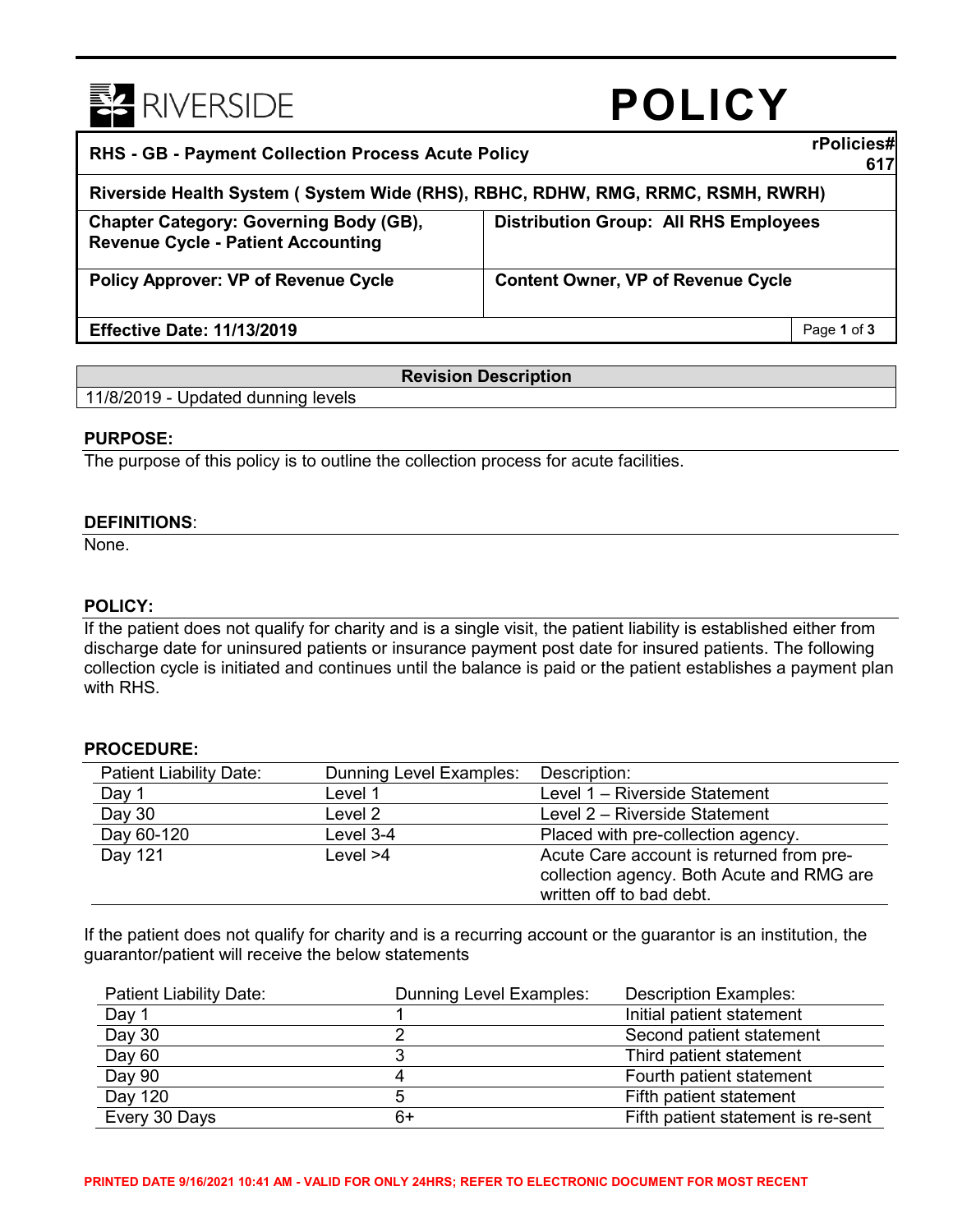RIVERSIDE

# POLICY

| RHS - GB - Payment Collection Process Acute Policy | | rPolicies# 617 |
|---|---|---|
| Riverside Health System ( System Wide (RHS), RBHC, RDHW, RMG, RRMC, RSMH, RWRH) | | |
| Chapter Category: Governing Body (GB), Revenue Cycle - Patient Accounting | Distribution Group: All RHS Employees | |
| Policy Approver: VP of Revenue Cycle | Content Owner, VP of Revenue Cycle | |
| Effective Date: 11/13/2019 | | |

| Revision Description |
|---|
| 11/8/2019 - Updated dunning levels |

## PURPOSE:

The purpose of this policy is to outline the collection process for acute facilities.

## DEFINITIONS:

None.

## POLICY:

If the patient does not qualify for charity and is a single visit, the patient liability is established either from discharge date for uninsured patients or insurance payment post date for insured patients. The following collection cycle is initiated and continues until the balance is paid or the patient establishes a payment plan with RHS.

## PROCEDURE:

| Patient Liability Date: | Dunning Level Examples: | Description: |
|---|---|---|
| Day 1 | Level 1 | Level 1 – Riverside Statement |
| Day 30 | Level 2 | Level 2 – Riverside Statement |
| Day 60-120 | Level 3-4 | Placed with pre-collection agency. |
| Day 121 | Level >4 | Acute Care account is returned from pre-collection agency. Both Acute and RMG are written off to bad debt. |

If the patient does not qualify for charity and is a recurring account or the guarantor is an institution, the guarantor/patient will receive the below statements

| Patient Liability Date: | Dunning Level Examples: | Description Examples: |
|---|---|---|
| Day 1 | 1 | Initial patient statement |
| Day 30 | 2 | Second patient statement |
| Day 60 | 3 | Third patient statement |
| Day 90 | 4 | Fourth patient statement |
| Day 120 | 5 | Fifth patient statement |
| Every 30 Days | 6+ | Fifth patient statement is re-sent |

PRINTED DATE 9/16/2021 10:41 AM - VALID FOR ONLY 24HRS; REFER TO ELECTRONIC DOCUMENT FOR MOST RECENT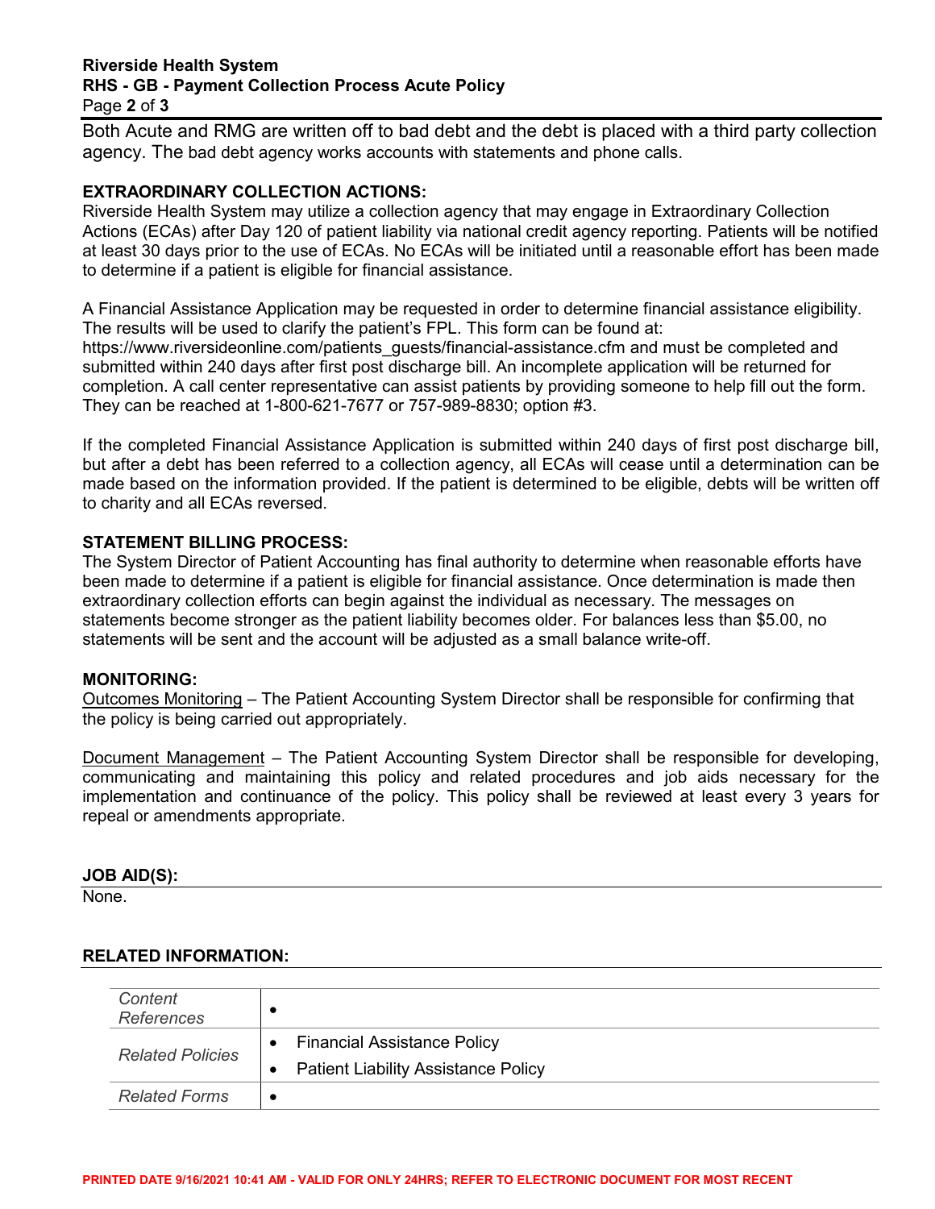Both Acute and RMG are written off to bad debt and the debt is placed with a third party collection agency. The bad debt agency works accounts with statements and phone calls.

**EXTRAORDINARY COLLECTION ACTIONS:**
Riverside Health System may utilize a collection agency that may engage in Extraordinary Collection Actions (ECAs) after Day 120 of patient liability via national credit agency reporting. Patients will be notified at least 30 days prior to the use of ECAs. No ECAs will be initiated until a reasonable effort has been made to determine if a patient is eligible for financial assistance.

A Financial Assistance Application may be requested in order to determine financial assistance eligibility. The results will be used to clarify the patient's FPL. This form can be found at: https://www.riversideonline.com/patients_guests/financial-assistance.cfm and must be completed and submitted within 240 days after first post discharge bill. An incomplete application will be returned for completion. A call center representative can assist patients by providing someone to help fill out the form. They can be reached at 1-800-621-7677 or 757-989-8830; option #3.

If the completed Financial Assistance Application is submitted within 240 days of first post discharge bill, but after a debt has been referred to a collection agency, all ECAs will cease until a determination can be made based on the information provided. If the patient is determined to be eligible, debts will be written off to charity and all ECAs reversed.

**STATEMENT BILLING PROCESS:**
The System Director of Patient Accounting has final authority to determine when reasonable efforts have been made to determine if a patient is eligible for financial assistance. Once determination is made then extraordinary collection efforts can begin against the individual as necessary. The messages on statements become stronger as the patient liability becomes older. For balances less than $5.00, no statements will be sent and the account will be adjusted as a small balance write-off.

**MONITORING:**
Outcomes Monitoring – The Patient Accounting System Director shall be responsible for confirming that the policy is being carried out appropriately.

Document Management – The Patient Accounting System Director shall be responsible for developing, communicating and maintaining this policy and related procedures and job aids necessary for the implementation and continuance of the policy. This policy shall be reviewed at least every 3 years for repeal or amendments appropriate.

**JOB AID(S):**
None.

**RELATED INFORMATION:**

| | |
|---|---|
| *Content References* | • |
| *Related Policies* | • Financial Assistance Policy<br>• Patient Liability Assistance Policy |
| *Related Forms* | • |

PRINTED DATE 9/16/2021 10:41 AM - VALID FOR ONLY 24HRS; REFER TO ELECTRONIC DOCUMENT FOR MOST RECENT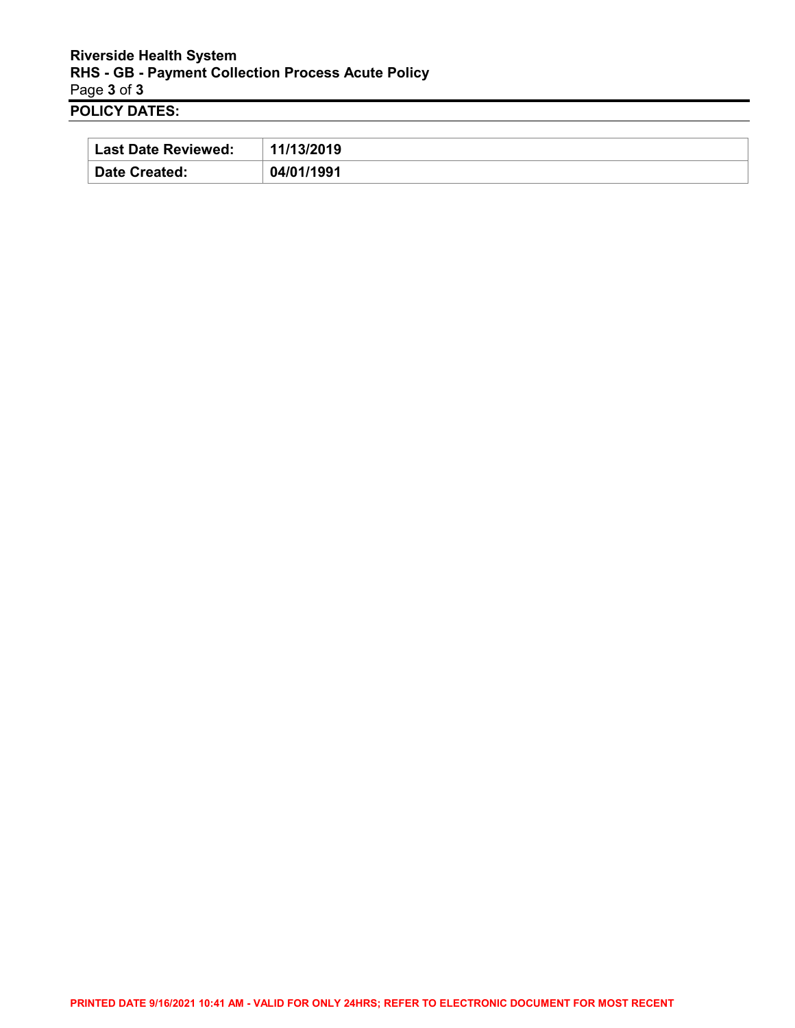## POLICY DATES:

| | |
|---|---|
| **Last Date Reviewed:** | **11/13/2019** |
| **Date Created:** | **04/01/1991** |

**PRINTED DATE 9/16/2021 10:41 AM - VALID FOR ONLY 24HRS; REFER TO ELECTRONIC DOCUMENT FOR MOST RECENT**